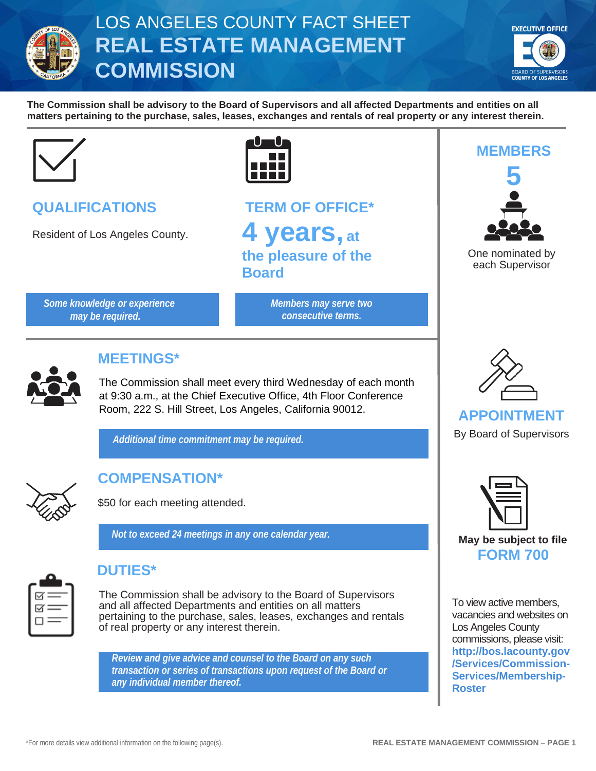# LOS ANGELES COUNTY FACT SHEET
# REAL ESTATE MANAGEMENT COMMISSION

EXECUTIVE OFFICE
BOARD OF SUPERVISORS
COUNTY OF LOS ANGELES

**The Commission shall be advisory to the Board of Supervisors and all affected Departments and entities on all matters pertaining to the purchase, sales, leases, exchanges and rentals of real property or any interest therein.**

## QUALIFICATIONS

Resident of Los Angeles County.

*Some knowledge or experience may be required.*

## TERM OF OFFICE*

**4 years, at the pleasure of the Board**

*Members may serve two consecutive terms.*

## MEMBERS

**5**

One nominated by each Supervisor

## MEETINGS*

The Commission shall meet every third Wednesday of each month at 9:30 a.m., at the Chief Executive Office, 4th Floor Conference Room, 222 S. Hill Street, Los Angeles, California 90012.

*Additional time commitment may be required.*

## APPOINTMENT

By Board of Supervisors

## COMPENSATION*

$50 for each meeting attended.

*Not to exceed 24 meetings in any one calendar year.*

## DUTIES*

The Commission shall be advisory to the Board of Supervisors and all affected Departments and entities on all matters pertaining to the purchase, sales, leases, exchanges and rentals of real property or any interest therein.

*Review and give advice and counsel to the Board on any such transaction or series of transactions upon request of the Board or any individual member thereof.*

**May be subject to file FORM 700**

To view active members, vacancies and websites on Los Angeles County commissions, please visit: **http://bos.lacounty.gov/Services/Commission-Services/Membership-Roster**

*For more details view additional information on the following page(s).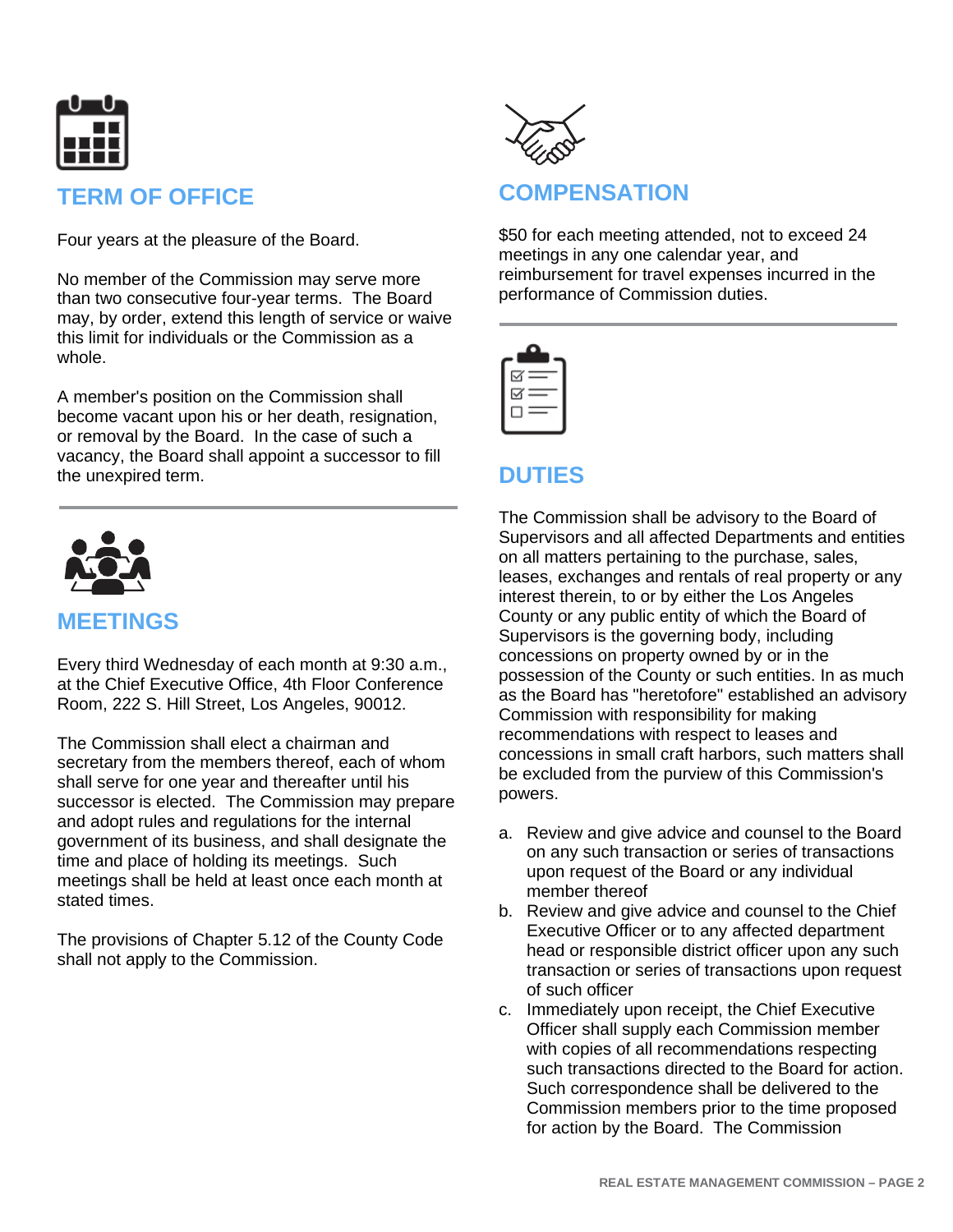## TERM OF OFFICE

Four years at the pleasure of the Board.

No member of the Commission may serve more than two consecutive four-year terms. The Board may, by order, extend this length of service or waive this limit for individuals or the Commission as a whole.

A member's position on the Commission shall become vacant upon his or her death, resignation, or removal by the Board. In the case of such a vacancy, the Board shall appoint a successor to fill the unexpired term.

## MEETINGS

Every third Wednesday of each month at 9:30 a.m., at the Chief Executive Office, 4th Floor Conference Room, 222 S. Hill Street, Los Angeles, 90012.

The Commission shall elect a chairman and secretary from the members thereof, each of whom shall serve for one year and thereafter until his successor is elected. The Commission may prepare and adopt rules and regulations for the internal government of its business, and shall designate the time and place of holding its meetings. Such meetings shall be held at least once each month at stated times.

The provisions of Chapter 5.12 of the County Code shall not apply to the Commission.

## COMPENSATION

$50 for each meeting attended, not to exceed 24 meetings in any one calendar year, and reimbursement for travel expenses incurred in the performance of Commission duties.

## DUTIES

The Commission shall be advisory to the Board of Supervisors and all affected Departments and entities on all matters pertaining to the purchase, sales, leases, exchanges and rentals of real property or any interest therein, to or by either the Los Angeles County or any public entity of which the Board of Supervisors is the governing body, including concessions on property owned by or in the possession of the County or such entities. In as much as the Board has "heretofore" established an advisory Commission with responsibility for making recommendations with respect to leases and concessions in small craft harbors, such matters shall be excluded from the purview of this Commission's powers.

a. Review and give advice and counsel to the Board on any such transaction or series of transactions upon request of the Board or any individual member thereof
b. Review and give advice and counsel to the Chief Executive Officer or to any affected department head or responsible district officer upon any such transaction or series of transactions upon request of such officer
c. Immediately upon receipt, the Chief Executive Officer shall supply each Commission member with copies of all recommendations respecting such transactions directed to the Board for action. Such correspondence shall be delivered to the Commission members prior to the time proposed for action by the Board. The Commission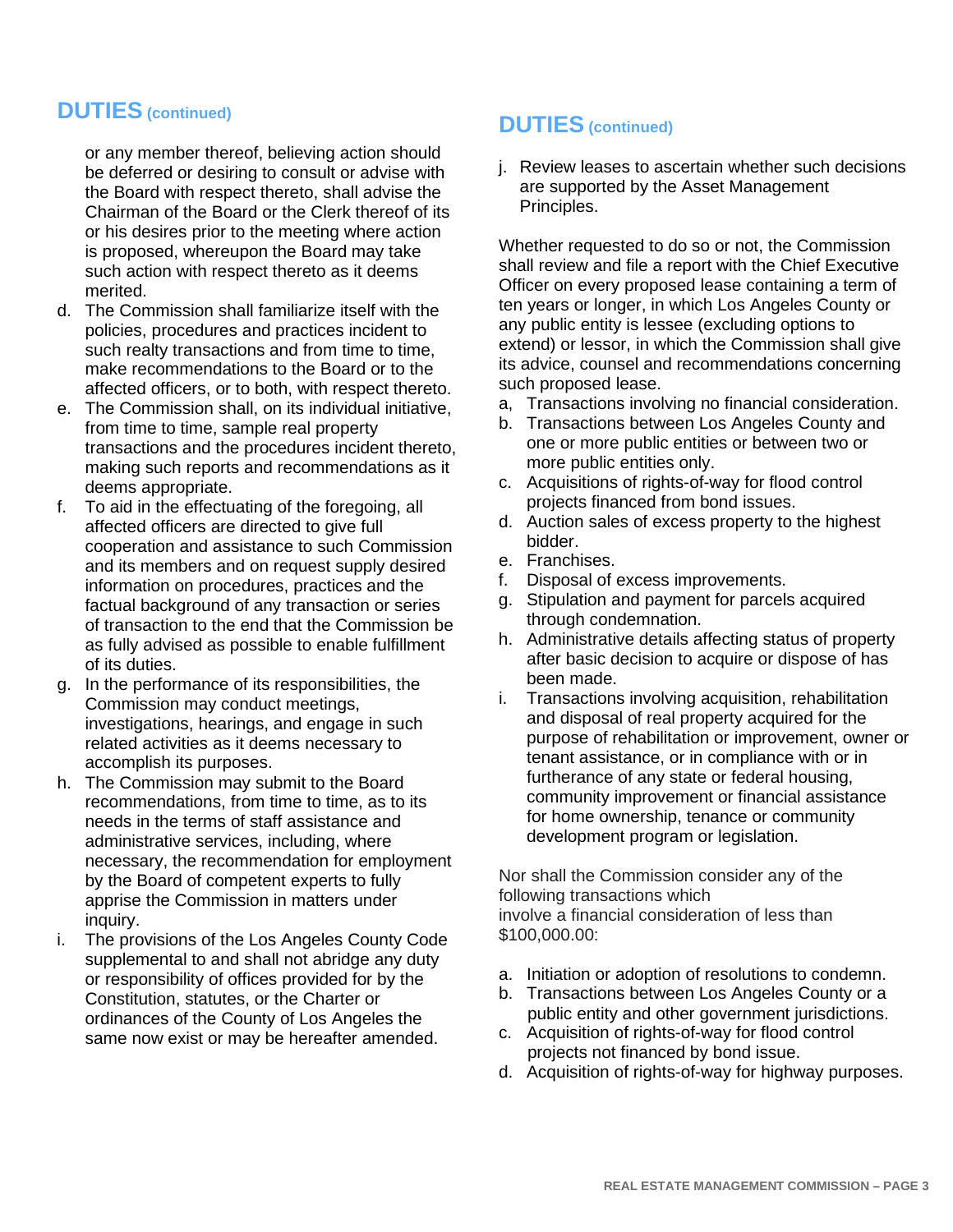## DUTIES (continued)

or any member thereof, believing action should be deferred or desiring to consult or advise with the Board with respect thereto, shall advise the Chairman of the Board or the Clerk thereof of its or his desires prior to the meeting where action is proposed, whereupon the Board may take such action with respect thereto as it deems merited.

d. The Commission shall familiarize itself with the policies, procedures and practices incident to such realty transactions and from time to time, make recommendations to the Board or to the affected officers, or to both, with respect thereto.
e. The Commission shall, on its individual initiative, from time to time, sample real property transactions and the procedures incident thereto, making such reports and recommendations as it deems appropriate.
f. To aid in the effectuating of the foregoing, all affected officers are directed to give full cooperation and assistance to such Commission and its members and on request supply desired information on procedures, practices and the factual background of any transaction or series of transaction to the end that the Commission be as fully advised as possible to enable fulfillment of its duties.
g. In the performance of its responsibilities, the Commission may conduct meetings, investigations, hearings, and engage in such related activities as it deems necessary to accomplish its purposes.
h. The Commission may submit to the Board recommendations, from time to time, as to its needs in the terms of staff assistance and administrative services, including, where necessary, the recommendation for employment by the Board of competent experts to fully apprise the Commission in matters under inquiry.
i. The provisions of the Los Angeles County Code supplemental to and shall not abridge any duty or responsibility of offices provided for by the Constitution, statutes, or the Charter or ordinances of the County of Los Angeles the same now exist or may be hereafter amended.

## DUTIES (continued)

j. Review leases to ascertain whether such decisions are supported by the Asset Management Principles.

Whether requested to do so or not, the Commission shall review and file a report with the Chief Executive Officer on every proposed lease containing a term of ten years or longer, in which Los Angeles County or any public entity is lessee (excluding options to extend) or lessor, in which the Commission shall give its advice, counsel and recommendations concerning such proposed lease.

a, Transactions involving no financial consideration.
b. Transactions between Los Angeles County and one or more public entities or between two or more public entities only.
c. Acquisitions of rights-of-way for flood control projects financed from bond issues.
d. Auction sales of excess property to the highest bidder.
e. Franchises.
f. Disposal of excess improvements.
g. Stipulation and payment for parcels acquired through condemnation.
h. Administrative details affecting status of property after basic decision to acquire or dispose of has been made.
i. Transactions involving acquisition, rehabilitation and disposal of real property acquired for the purpose of rehabilitation or improvement, owner or tenant assistance, or in compliance with or in furtherance of any state or federal housing, community improvement or financial assistance for home ownership, tenance or community development program or legislation.

Nor shall the Commission consider any of the following transactions which involve a financial consideration of less than $100,000.00:

a. Initiation or adoption of resolutions to condemn.
b. Transactions between Los Angeles County or a public entity and other government jurisdictions.
c. Acquisition of rights-of-way for flood control projects not financed by bond issue.
d. Acquisition of rights-of-way for highway purposes.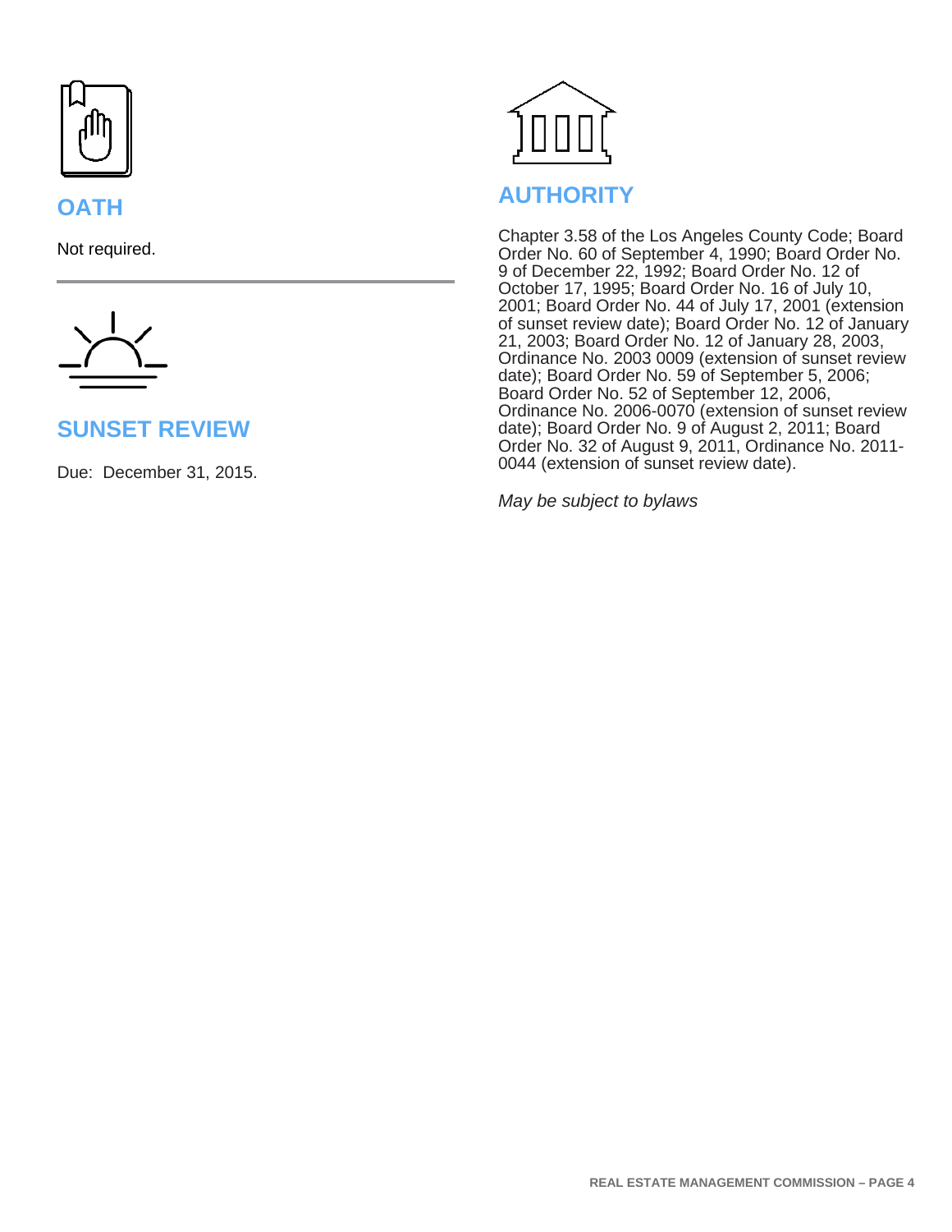## OATH

Not required.

## SUNSET REVIEW

Due: December 31, 2015.

## AUTHORITY

Chapter 3.58 of the Los Angeles County Code; Board Order No. 60 of September 4, 1990; Board Order No. 9 of December 22, 1992; Board Order No. 12 of October 17, 1995; Board Order No. 16 of July 10, 2001; Board Order No. 44 of July 17, 2001 (extension of sunset review date); Board Order No. 12 of January 21, 2003; Board Order No. 12 of January 28, 2003, Ordinance No. 2003 0009 (extension of sunset review date); Board Order No. 59 of September 5, 2006; Board Order No. 52 of September 12, 2006, Ordinance No. 2006-0070 (extension of sunset review date); Board Order No. 9 of August 2, 2011; Board Order No. 32 of August 9, 2011, Ordinance No. 2011-0044 (extension of sunset review date).

*May be subject to bylaws*